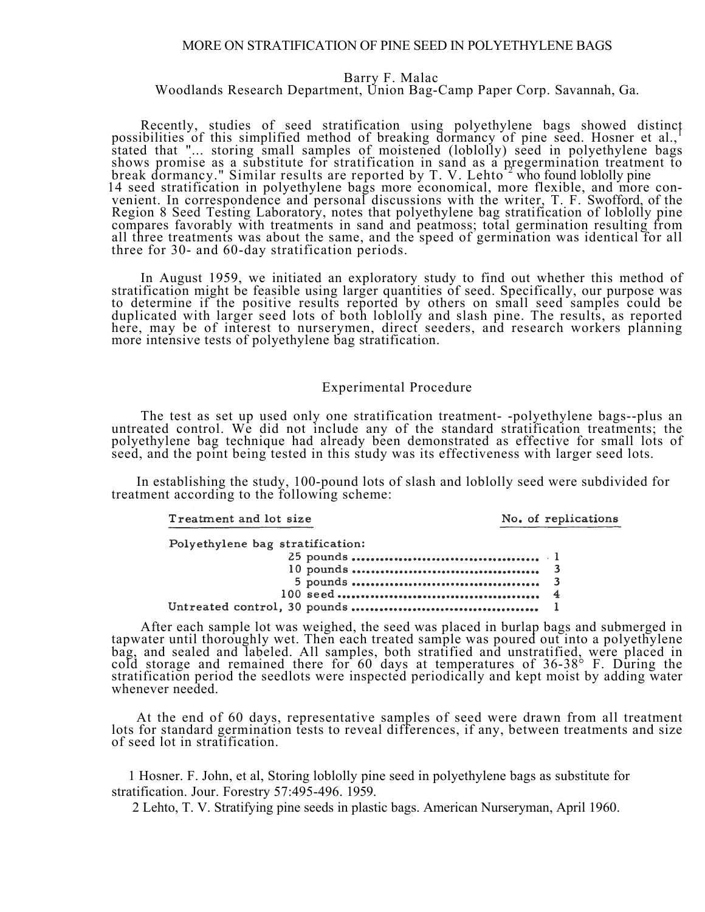# MORE ON STRATIFICATION OF PINE SEED IN POLYETHYLENE BAGS

Barry F. Malac
Woodlands Research Department, Union Bag-Camp Paper Corp. Savannah, Ga.

Recently, studies of seed stratification using polyethylene bags showed distinct possibilities of this simplified method of breaking dormancy of pine seed. Hosner et al.,[1] stated that "... storing small samples of moistened (loblolly) seed in polyethylene bags shows promise as a substitute for stratification in sand as a pregermination treatment to break dormancy." Similar results are reported by T. V. Lehto[2] who found loblolly pine 14 seed stratification in polyethylene bags more economical, more flexible, and more convenient. In correspondence and personal discussions with the writer, T. F. Swofford, of the Region 8 Seed Testing Laboratory, notes that polyethylene bag stratification of loblolly pine compares favorably with treatments in sand and peatmoss; total germination resulting from all three treatments was about the same, and the speed of germination was identical for all three for 30- and 60-day stratification periods.

In August 1959, we initiated an exploratory study to find out whether this method of stratification might be feasible using larger quantities of seed. Specifically, our purpose was to determine if the positive results reported by others on small seed samples could be duplicated with larger seed lots of both loblolly and slash pine. The results, as reported here, may be of interest to nurserymen, direct seeders, and research workers planning more intensive tests of polyethylene bag stratification.

## Experimental Procedure

The test as set up used only one stratification treatment- -polyethylene bags--plus an untreated control. We did not include any of the standard stratification treatments; the polyethylene bag technique had already been demonstrated as effective for small lots of seed, and the point being tested in this study was its effectiveness with larger seed lots.

In establishing the study, 100-pound lots of slash and loblolly seed were subdivided for treatment according to the following scheme:

| Treatment and lot size | No. of replications |
|---|---|
| Polyethylene bag stratification: | |
| 25 pounds | 1 |
| 10 pounds | 3 |
| 5 pounds | 3 |
| 100 seed | 4 |
| Untreated control, 30 pounds | 1 |

After each sample lot was weighed, the seed was placed in burlap bags and submerged in tapwater until thoroughly wet. Then each treated sample was poured out into a polyethylene bag, and sealed and labeled. All samples, both stratified and unstratified, were placed in cold storage and remained there for 60 days at temperatures of 36-38° F. During the stratification period the seedlots were inspected periodically and kept moist by adding water whenever needed.

At the end of 60 days, representative samples of seed were drawn from all treatment lots for standard germination tests to reveal differences, if any, between treatments and size of seed lot in stratification.

1 Hosner. F. John, et al, Storing loblolly pine seed in polyethylene bags as substitute for stratification. Jour. Forestry 57:495-496. 1959.

2 Lehto, T. V. Stratifying pine seeds in plastic bags. American Nurseryman, April 1960.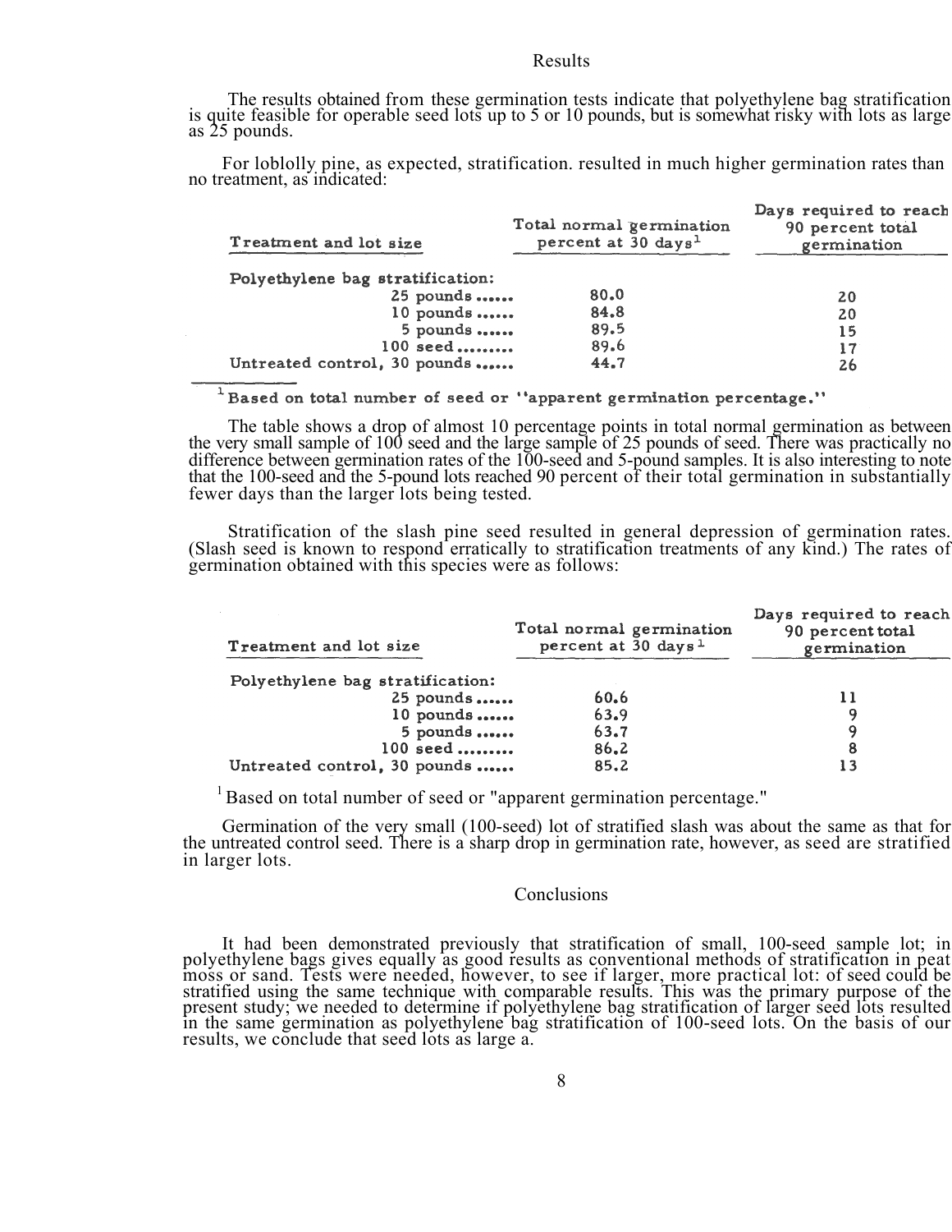## Results

The results obtained from these germination tests indicate that polyethylene bag stratification is quite feasible for operable seed lots up to 5 or 10 pounds, but is somewhat risky with lots as large as 25 pounds.

For loblolly pine, as expected, stratification. resulted in much higher germination rates than no treatment, as indicated:

| Treatment and lot size | Total normal germination percent at 30 days[1] | Days required to reach 90 percent total germination |
|---|---|---|
| Polyethylene bag stratification: | | |
| 25 pounds ...... | 80.0 | 20 |
| 10 pounds ...... | 84.8 | 20 |
| 5 pounds ...... | 89.5 | 15 |
| 100 seed ......... | 89.6 | 17 |
| Untreated control, 30 pounds ...... | 44.7 | 26 |

[1] Based on total number of seed or "apparent germination percentage."

The table shows a drop of almost 10 percentage points in total normal germination as between the very small sample of 100 seed and the large sample of 25 pounds of seed. There was practically no difference between germination rates of the 100-seed and 5-pound samples. It is also interesting to note that the 100-seed and the 5-pound lots reached 90 percent of their total germination in substantially fewer days than the larger lots being tested.

Stratification of the slash pine seed resulted in general depression of germination rates. (Slash seed is known to respond erratically to stratification treatments of any kind.) The rates of germination obtained with this species were as follows:

| Treatment and lot size | Total normal germination percent at 30 days[1] | Days required to reach 90 percent total germination |
|---|---|---|
| Polyethylene bag stratification: | | |
| 25 pounds ...... | 60.6 | 11 |
| 10 pounds ...... | 63.9 | 9 |
| 5 pounds ...... | 63.7 | 9 |
| 100 seed ......... | 86.2 | 8 |
| Untreated control, 30 pounds ...... | 85.2 | 13 |

[1] Based on total number of seed or "apparent germination percentage."

Germination of the very small (100-seed) lot of stratified slash was about the same as that for the untreated control seed. There is a sharp drop in germination rate, however, as seed are stratified in larger lots.

## Conclusions

It had been demonstrated previously that stratification of small, 100-seed sample lot; in polyethylene bags gives equally as good results as conventional methods of stratification in peat moss or sand. Tests were needed, however, to see if larger, more practical lot: of seed could be stratified using the same technique with comparable results. This was the primary purpose of the present study; we needed to determine if polyethylene bag stratification of larger seed lots resulted in the same germination as polyethylene bag stratification of 100-seed lots. On the basis of our results, we conclude that seed lots as large a.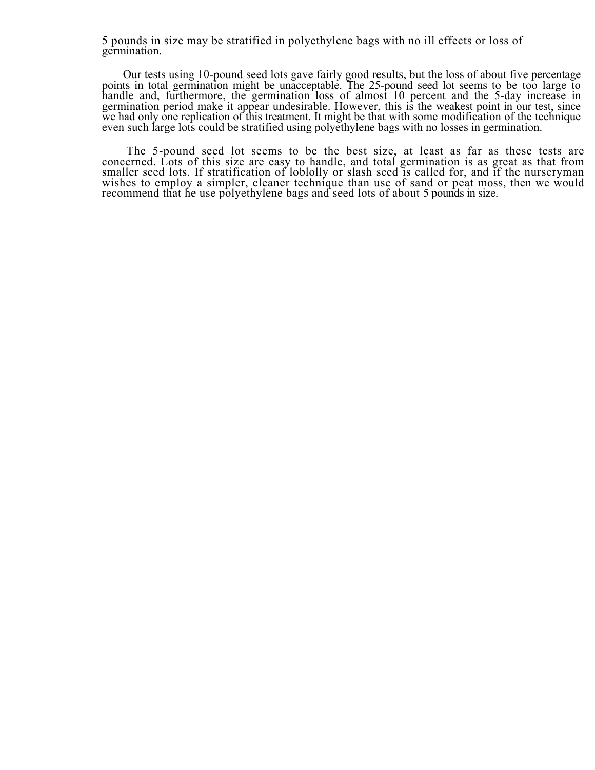5 pounds in size may be stratified in polyethylene bags with no ill effects or loss of germination.

Our tests using 10-pound seed lots gave fairly good results, but the loss of about five percentage points in total germination might be unacceptable. The 25-pound seed lot seems to be too large to handle and, furthermore, the germination loss of almost 10 percent and the 5-day increase in germination period make it appear undesirable. However, this is the weakest point in our test, since we had only one replication of this treatment. It might be that with some modification of the technique even such large lots could be stratified using polyethylene bags with no losses in germination.

The 5-pound seed lot seems to be the best size, at least as far as these tests are concerned. Lots of this size are easy to handle, and total germination is as great as that from smaller seed lots. If stratification of loblolly or slash seed is called for, and if the nurseryman wishes to employ a simpler, cleaner technique than use of sand or peat moss, then we would recommend that he use polyethylene bags and seed lots of about 5 pounds in size.